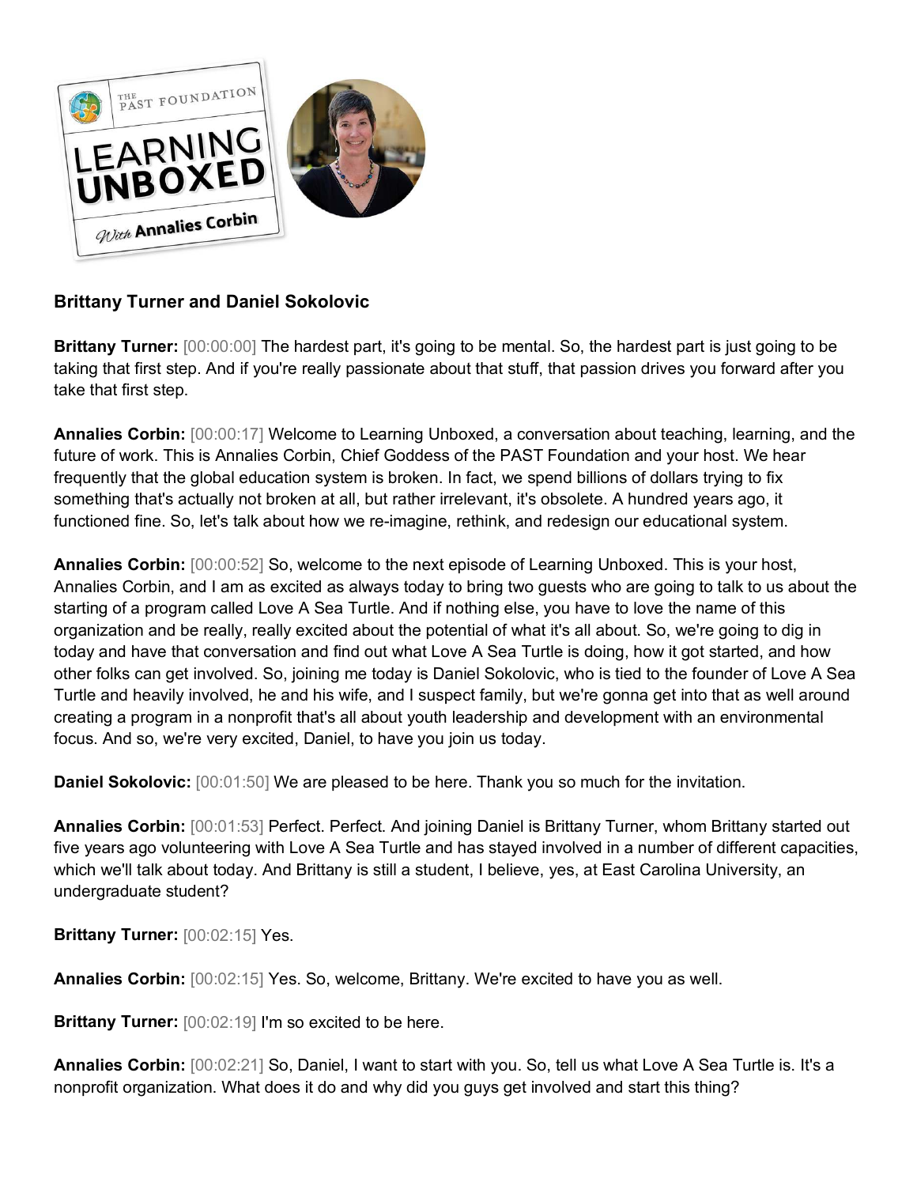**Brittany Turner and Daniel Sokolovic**

**Brittany Turner:** [00:00:00] The hardest part, it's going to be mental. So, the hardest part is just going to be taking that first step. And if you're really passionate about that stuff, that passion drives you forward after you take that first step.

**Annalies Corbin:** [00:00:17] Welcome to Learning Unboxed, a conversation about teaching, learning, and the future of work. This is Annalies Corbin, Chief Goddess of the PAST Foundation and your host. We hear frequently that the global education system is broken. In fact, we spend billions of dollars trying to fix something that's actually not broken at all, but rather irrelevant, it's obsolete. A hundred years ago, it functioned fine. So, let's talk about how we re-imagine, rethink, and redesign our educational system.

**Annalies Corbin:** [00:00:52] So, welcome to the next episode of Learning Unboxed. This is your host, Annalies Corbin, and I am as excited as always today to bring two guests who are going to talk to us about the starting of a program called Love A Sea Turtle. And if nothing else, you have to love the name of this organization and be really, really excited about the potential of what it's all about. So, we're going to dig in today and have that conversation and find out what Love A Sea Turtle is doing, how it got started, and how other folks can get involved. So, joining me today is Daniel Sokolovic, who is tied to the founder of Love A Sea Turtle and heavily involved, he and his wife, and I suspect family, but we're gonna get into that as well around creating a program in a nonprofit that's all about youth leadership and development with an environmental focus. And so, we're very excited, Daniel, to have you join us today.

**Daniel Sokolovic:** [00:01:50] We are pleased to be here. Thank you so much for the invitation.

**Annalies Corbin:** [00:01:53] Perfect. Perfect. And joining Daniel is Brittany Turner, whom Brittany started out five years ago volunteering with Love A Sea Turtle and has stayed involved in a number of different capacities, which we'll talk about today. And Brittany is still a student, I believe, yes, at East Carolina University, an undergraduate student?

**Brittany Turner:** [00:02:15] Yes.

**Annalies Corbin:** [00:02:15] Yes. So, welcome, Brittany. We're excited to have you as well.

**Brittany Turner:** [00:02:19] I'm so excited to be here.

**Annalies Corbin:** [00:02:21] So, Daniel, I want to start with you. So, tell us what Love A Sea Turtle is. It's a nonprofit organization. What does it do and why did you guys get involved and start this thing?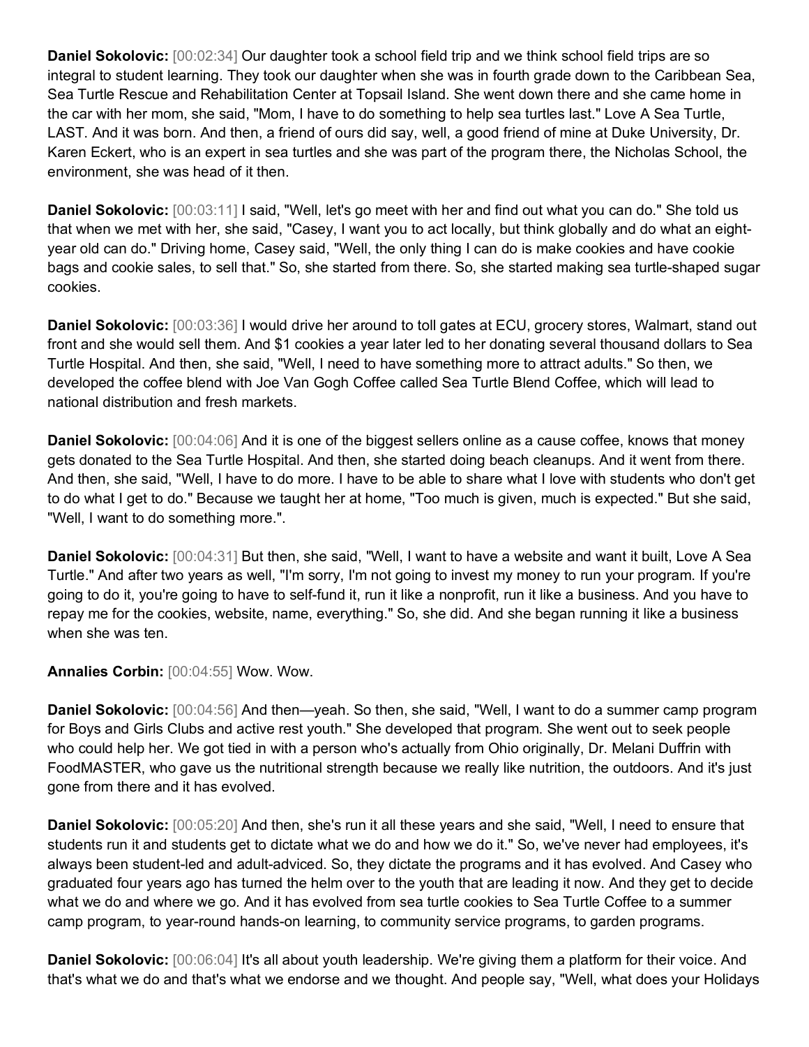**Daniel Sokolovic:** [00:02:34] Our daughter took a school field trip and we think school field trips are so integral to student learning. They took our daughter when she was in fourth grade down to the Caribbean Sea, Sea Turtle Rescue and Rehabilitation Center at Topsail Island. She went down there and she came home in the car with her mom, she said, "Mom, I have to do something to help sea turtles last." Love A Sea Turtle, LAST. And it was born. And then, a friend of ours did say, well, a good friend of mine at Duke University, Dr. Karen Eckert, who is an expert in sea turtles and she was part of the program there, the Nicholas School, the environment, she was head of it then.

**Daniel Sokolovic:** [00:03:11] I said, "Well, let's go meet with her and find out what you can do." She told us that when we met with her, she said, "Casey, I want you to act locally, but think globally and do what an eight-year old can do." Driving home, Casey said, "Well, the only thing I can do is make cookies and have cookie bags and cookie sales, to sell that." So, she started from there. So, she started making sea turtle-shaped sugar cookies.

**Daniel Sokolovic:** [00:03:36] I would drive her around to toll gates at ECU, grocery stores, Walmart, stand out front and she would sell them. And $1 cookies a year later led to her donating several thousand dollars to Sea Turtle Hospital. And then, she said, "Well, I need to have something more to attract adults." So then, we developed the coffee blend with Joe Van Gogh Coffee called Sea Turtle Blend Coffee, which will lead to national distribution and fresh markets.

**Daniel Sokolovic:** [00:04:06] And it is one of the biggest sellers online as a cause coffee, knows that money gets donated to the Sea Turtle Hospital. And then, she started doing beach cleanups. And it went from there. And then, she said, "Well, I have to do more. I have to be able to share what I love with students who don't get to do what I get to do." Because we taught her at home, "Too much is given, much is expected." But she said, "Well, I want to do something more.".

**Daniel Sokolovic:** [00:04:31] But then, she said, "Well, I want to have a website and want it built, Love A Sea Turtle." And after two years as well, "I'm sorry, I'm not going to invest my money to run your program. If you're going to do it, you're going to have to self-fund it, run it like a nonprofit, run it like a business. And you have to repay me for the cookies, website, name, everything." So, she did. And she began running it like a business when she was ten.

**Annalies Corbin:** [00:04:55] Wow. Wow.

**Daniel Sokolovic:** [00:04:56] And then—yeah. So then, she said, "Well, I want to do a summer camp program for Boys and Girls Clubs and active rest youth." She developed that program. She went out to seek people who could help her. We got tied in with a person who's actually from Ohio originally, Dr. Melani Duffrin with FoodMASTER, who gave us the nutritional strength because we really like nutrition, the outdoors. And it's just gone from there and it has evolved.

**Daniel Sokolovic:** [00:05:20] And then, she's run it all these years and she said, "Well, I need to ensure that students run it and students get to dictate what we do and how we do it." So, we've never had employees, it's always been student-led and adult-adviced. So, they dictate the programs and it has evolved. And Casey who graduated four years ago has turned the helm over to the youth that are leading it now. And they get to decide what we do and where we go. And it has evolved from sea turtle cookies to Sea Turtle Coffee to a summer camp program, to year-round hands-on learning, to community service programs, to garden programs.

**Daniel Sokolovic:** [00:06:04] It's all about youth leadership. We're giving them a platform for their voice. And that's what we do and that's what we endorse and we thought. And people say, "Well, what does your Holidays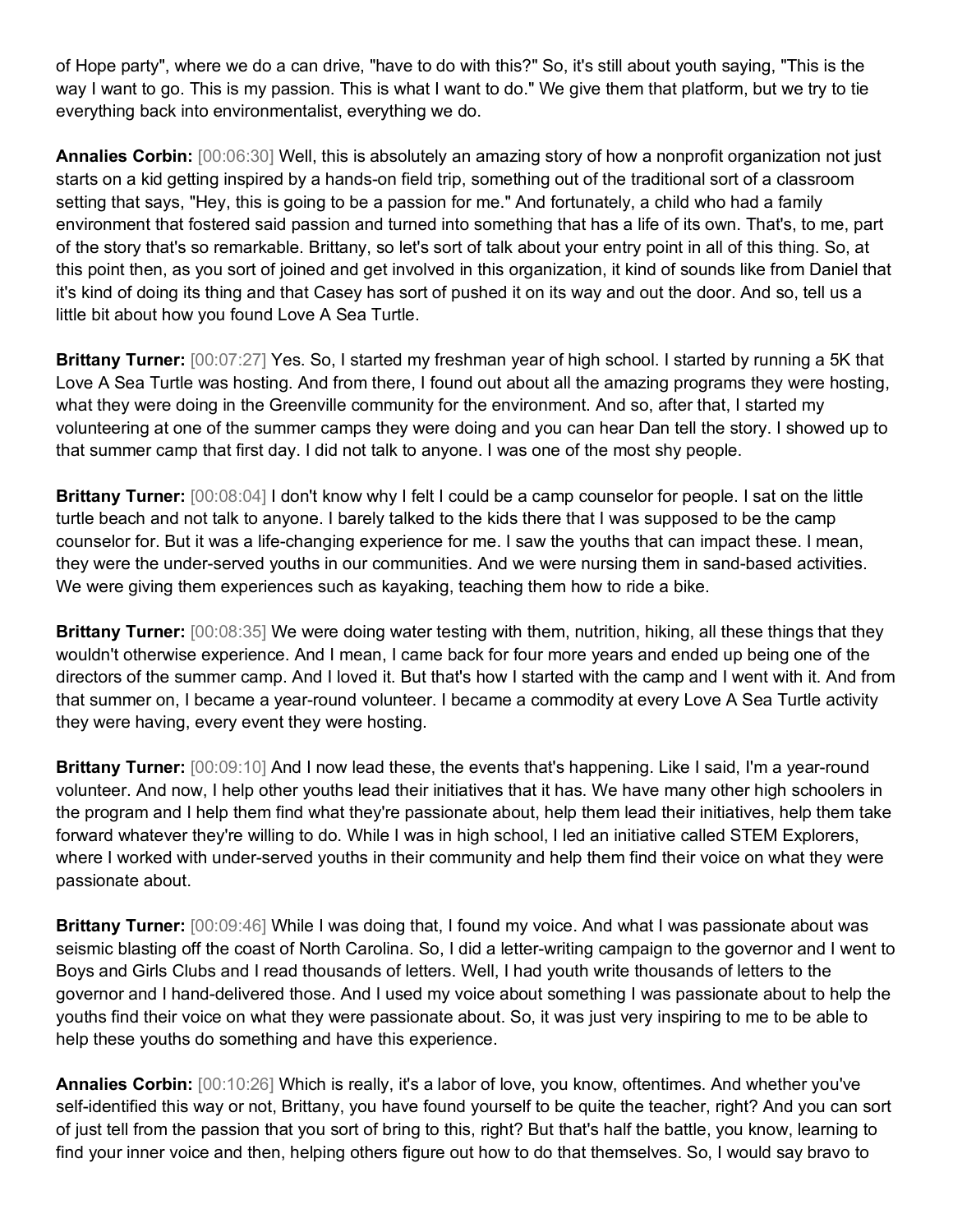of Hope party", where we do a can drive, "have to do with this?" So, it's still about youth saying, "This is the way I want to go. This is my passion. This is what I want to do." We give them that platform, but we try to tie everything back into environmentalist, everything we do.

**Annalies Corbin:** [00:06:30] Well, this is absolutely an amazing story of how a nonprofit organization not just starts on a kid getting inspired by a hands-on field trip, something out of the traditional sort of a classroom setting that says, "Hey, this is going to be a passion for me." And fortunately, a child who had a family environment that fostered said passion and turned into something that has a life of its own. That's, to me, part of the story that's so remarkable. Brittany, so let's sort of talk about your entry point in all of this thing. So, at this point then, as you sort of joined and get involved in this organization, it kind of sounds like from Daniel that it's kind of doing its thing and that Casey has sort of pushed it on its way and out the door. And so, tell us a little bit about how you found Love A Sea Turtle.

**Brittany Turner:** [00:07:27] Yes. So, I started my freshman year of high school. I started by running a 5K that Love A Sea Turtle was hosting. And from there, I found out about all the amazing programs they were hosting, what they were doing in the Greenville community for the environment. And so, after that, I started my volunteering at one of the summer camps they were doing and you can hear Dan tell the story. I showed up to that summer camp that first day. I did not talk to anyone. I was one of the most shy people.

**Brittany Turner:** [00:08:04] I don't know why I felt I could be a camp counselor for people. I sat on the little turtle beach and not talk to anyone. I barely talked to the kids there that I was supposed to be the camp counselor for. But it was a life-changing experience for me. I saw the youths that can impact these. I mean, they were the under-served youths in our communities. And we were nursing them in sand-based activities. We were giving them experiences such as kayaking, teaching them how to ride a bike.

**Brittany Turner:** [00:08:35] We were doing water testing with them, nutrition, hiking, all these things that they wouldn't otherwise experience. And I mean, I came back for four more years and ended up being one of the directors of the summer camp. And I loved it. But that's how I started with the camp and I went with it. And from that summer on, I became a year-round volunteer. I became a commodity at every Love A Sea Turtle activity they were having, every event they were hosting.

**Brittany Turner:** [00:09:10] And I now lead these, the events that's happening. Like I said, I'm a year-round volunteer. And now, I help other youths lead their initiatives that it has. We have many other high schoolers in the program and I help them find what they're passionate about, help them lead their initiatives, help them take forward whatever they're willing to do. While I was in high school, I led an initiative called STEM Explorers, where I worked with under-served youths in their community and help them find their voice on what they were passionate about.

**Brittany Turner:** [00:09:46] While I was doing that, I found my voice. And what I was passionate about was seismic blasting off the coast of North Carolina. So, I did a letter-writing campaign to the governor and I went to Boys and Girls Clubs and I read thousands of letters. Well, I had youth write thousands of letters to the governor and I hand-delivered those. And I used my voice about something I was passionate about to help the youths find their voice on what they were passionate about. So, it was just very inspiring to me to be able to help these youths do something and have this experience.

**Annalies Corbin:** [00:10:26] Which is really, it's a labor of love, you know, oftentimes. And whether you've self-identified this way or not, Brittany, you have found yourself to be quite the teacher, right? And you can sort of just tell from the passion that you sort of bring to this, right? But that's half the battle, you know, learning to find your inner voice and then, helping others figure out how to do that themselves. So, I would say bravo to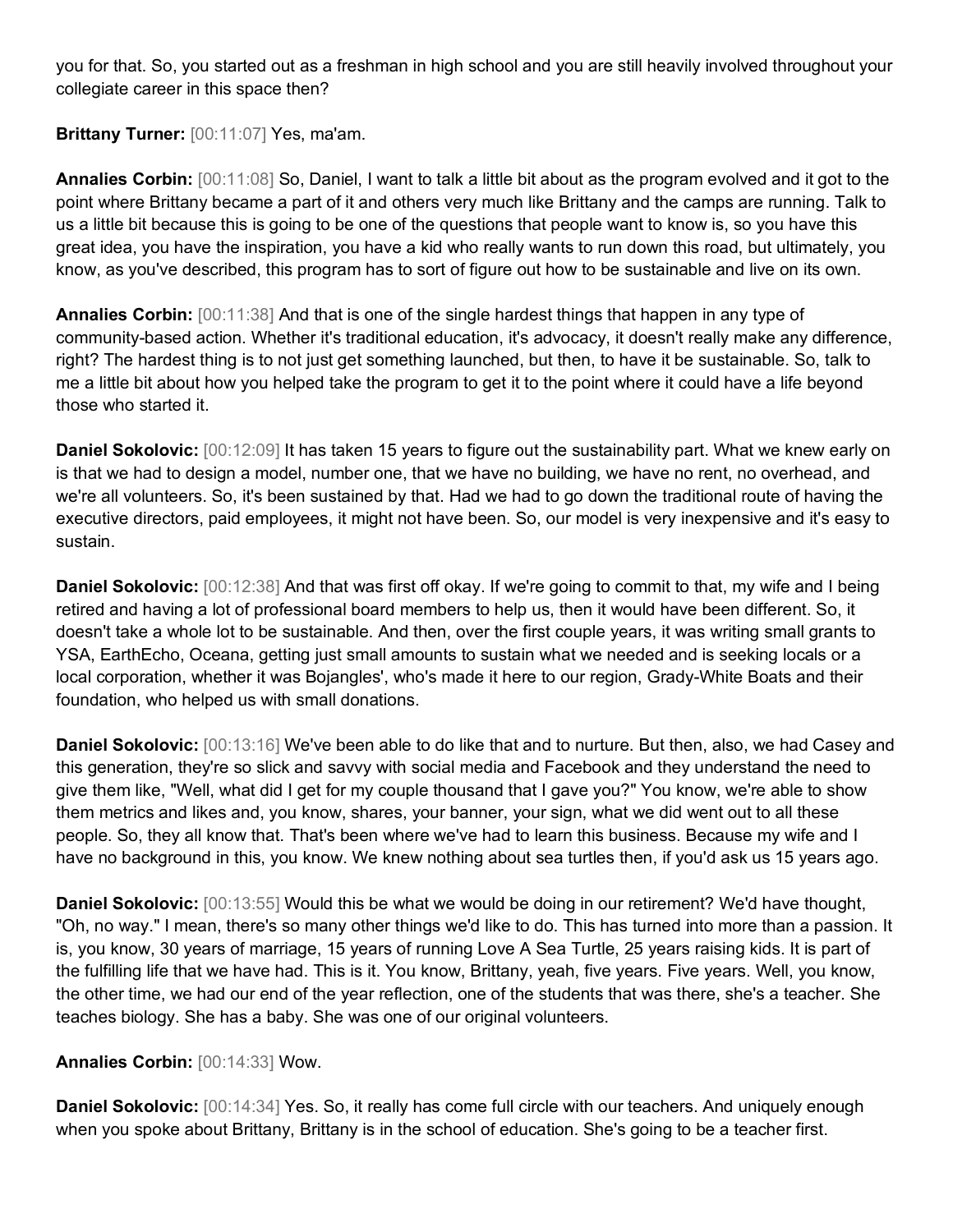you for that. So, you started out as a freshman in high school and you are still heavily involved throughout your collegiate career in this space then?

**Brittany Turner:** [00:11:07] Yes, ma'am.

**Annalies Corbin:** [00:11:08] So, Daniel, I want to talk a little bit about as the program evolved and it got to the point where Brittany became a part of it and others very much like Brittany and the camps are running. Talk to us a little bit because this is going to be one of the questions that people want to know is, so you have this great idea, you have the inspiration, you have a kid who really wants to run down this road, but ultimately, you know, as you've described, this program has to sort of figure out how to be sustainable and live on its own.

**Annalies Corbin:** [00:11:38] And that is one of the single hardest things that happen in any type of community-based action. Whether it's traditional education, it's advocacy, it doesn't really make any difference, right? The hardest thing is to not just get something launched, but then, to have it be sustainable. So, talk to me a little bit about how you helped take the program to get it to the point where it could have a life beyond those who started it.

**Daniel Sokolovic:** [00:12:09] It has taken 15 years to figure out the sustainability part. What we knew early on is that we had to design a model, number one, that we have no building, we have no rent, no overhead, and we're all volunteers. So, it's been sustained by that. Had we had to go down the traditional route of having the executive directors, paid employees, it might not have been. So, our model is very inexpensive and it's easy to sustain.

**Daniel Sokolovic:** [00:12:38] And that was first off okay. If we're going to commit to that, my wife and I being retired and having a lot of professional board members to help us, then it would have been different. So, it doesn't take a whole lot to be sustainable. And then, over the first couple years, it was writing small grants to YSA, EarthEcho, Oceana, getting just small amounts to sustain what we needed and is seeking locals or a local corporation, whether it was Bojangles', who's made it here to our region, Grady-White Boats and their foundation, who helped us with small donations.

**Daniel Sokolovic:** [00:13:16] We've been able to do like that and to nurture. But then, also, we had Casey and this generation, they're so slick and savvy with social media and Facebook and they understand the need to give them like, "Well, what did I get for my couple thousand that I gave you?" You know, we're able to show them metrics and likes and, you know, shares, your banner, your sign, what we did went out to all these people. So, they all know that. That's been where we've had to learn this business. Because my wife and I have no background in this, you know. We knew nothing about sea turtles then, if you'd ask us 15 years ago.

**Daniel Sokolovic:** [00:13:55] Would this be what we would be doing in our retirement? We'd have thought, "Oh, no way." I mean, there's so many other things we'd like to do. This has turned into more than a passion. It is, you know, 30 years of marriage, 15 years of running Love A Sea Turtle, 25 years raising kids. It is part of the fulfilling life that we have had. This is it. You know, Brittany, yeah, five years. Five years. Well, you know, the other time, we had our end of the year reflection, one of the students that was there, she's a teacher. She teaches biology. She has a baby. She was one of our original volunteers.

**Annalies Corbin:** [00:14:33] Wow.

**Daniel Sokolovic:** [00:14:34] Yes. So, it really has come full circle with our teachers. And uniquely enough when you spoke about Brittany, Brittany is in the school of education. She's going to be a teacher first.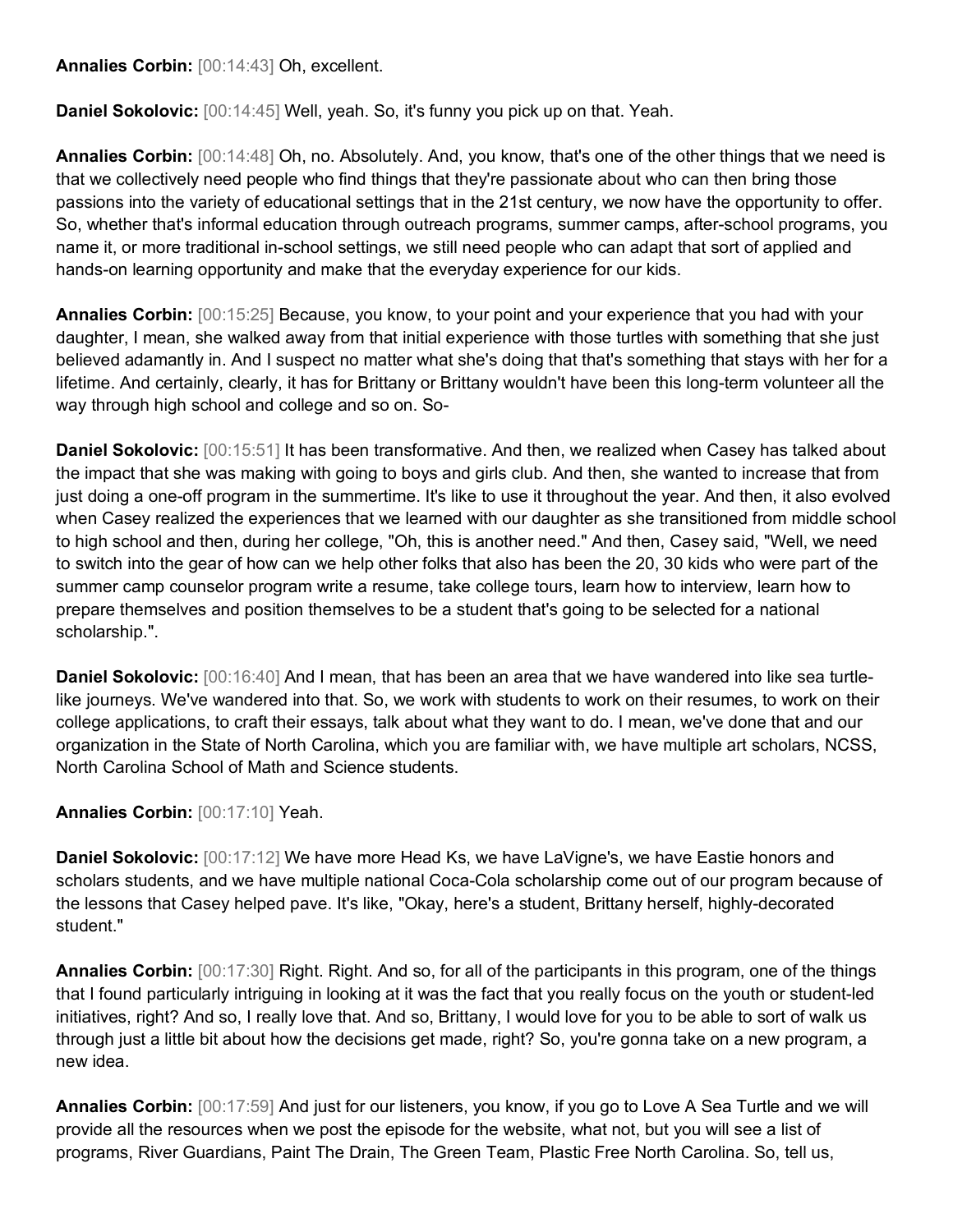**Annalies Corbin:** [00:14:43] Oh, excellent.

**Daniel Sokolovic:** [00:14:45] Well, yeah. So, it's funny you pick up on that. Yeah.

**Annalies Corbin:** [00:14:48] Oh, no. Absolutely. And, you know, that's one of the other things that we need is that we collectively need people who find things that they're passionate about who can then bring those passions into the variety of educational settings that in the 21st century, we now have the opportunity to offer. So, whether that's informal education through outreach programs, summer camps, after-school programs, you name it, or more traditional in-school settings, we still need people who can adapt that sort of applied and hands-on learning opportunity and make that the everyday experience for our kids.

**Annalies Corbin:** [00:15:25] Because, you know, to your point and your experience that you had with your daughter, I mean, she walked away from that initial experience with those turtles with something that she just believed adamantly in. And I suspect no matter what she's doing that that's something that stays with her for a lifetime. And certainly, clearly, it has for Brittany or Brittany wouldn't have been this long-term volunteer all the way through high school and college and so on. So-

**Daniel Sokolovic:** [00:15:51] It has been transformative. And then, we realized when Casey has talked about the impact that she was making with going to boys and girls club. And then, she wanted to increase that from just doing a one-off program in the summertime. It's like to use it throughout the year. And then, it also evolved when Casey realized the experiences that we learned with our daughter as she transitioned from middle school to high school and then, during her college, "Oh, this is another need." And then, Casey said, "Well, we need to switch into the gear of how can we help other folks that also has been the 20, 30 kids who were part of the summer camp counselor program write a resume, take college tours, learn how to interview, learn how to prepare themselves and position themselves to be a student that's going to be selected for a national scholarship.".

**Daniel Sokolovic:** [00:16:40] And I mean, that has been an area that we have wandered into like sea turtle-like journeys. We've wandered into that. So, we work with students to work on their resumes, to work on their college applications, to craft their essays, talk about what they want to do. I mean, we've done that and our organization in the State of North Carolina, which you are familiar with, we have multiple art scholars, NCSS, North Carolina School of Math and Science students.

**Annalies Corbin:** [00:17:10] Yeah.

**Daniel Sokolovic:** [00:17:12] We have more Head Ks, we have LaVigne's, we have Eastie honors and scholars students, and we have multiple national Coca-Cola scholarship come out of our program because of the lessons that Casey helped pave. It's like, "Okay, here's a student, Brittany herself, highly-decorated student."

**Annalies Corbin:** [00:17:30] Right. Right. And so, for all of the participants in this program, one of the things that I found particularly intriguing in looking at it was the fact that you really focus on the youth or student-led initiatives, right? And so, I really love that. And so, Brittany, I would love for you to be able to sort of walk us through just a little bit about how the decisions get made, right? So, you're gonna take on a new program, a new idea.

**Annalies Corbin:** [00:17:59] And just for our listeners, you know, if you go to Love A Sea Turtle and we will provide all the resources when we post the episode for the website, what not, but you will see a list of programs, River Guardians, Paint The Drain, The Green Team, Plastic Free North Carolina. So, tell us,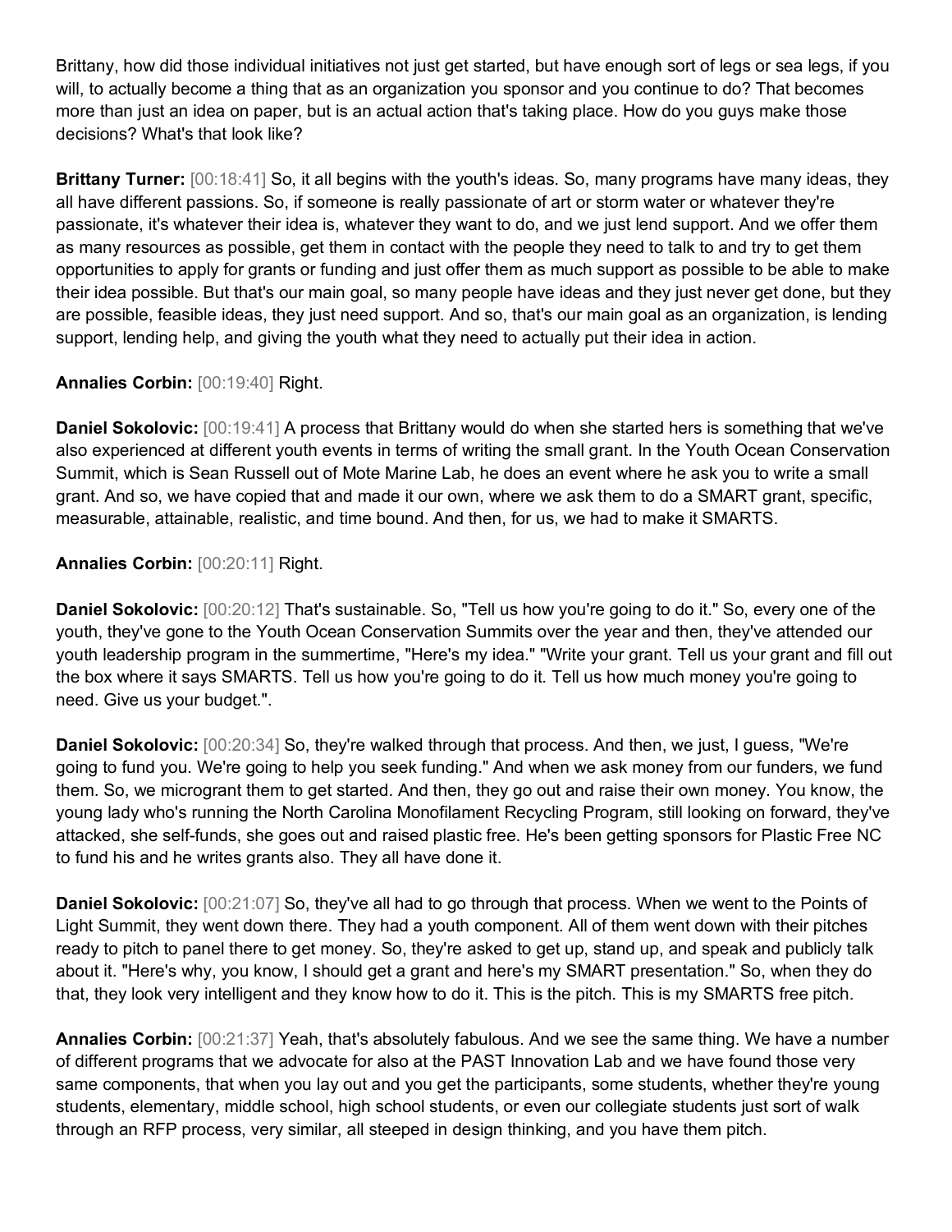Brittany, how did those individual initiatives not just get started, but have enough sort of legs or sea legs, if you will, to actually become a thing that as an organization you sponsor and you continue to do? That becomes more than just an idea on paper, but is an actual action that's taking place. How do you guys make those decisions? What's that look like?

**Brittany Turner:** [00:18:41] So, it all begins with the youth's ideas. So, many programs have many ideas, they all have different passions. So, if someone is really passionate of art or storm water or whatever they're passionate, it's whatever their idea is, whatever they want to do, and we just lend support. And we offer them as many resources as possible, get them in contact with the people they need to talk to and try to get them opportunities to apply for grants or funding and just offer them as much support as possible to be able to make their idea possible. But that's our main goal, so many people have ideas and they just never get done, but they are possible, feasible ideas, they just need support. And so, that's our main goal as an organization, is lending support, lending help, and giving the youth what they need to actually put their idea in action.

**Annalies Corbin:** [00:19:40] Right.

**Daniel Sokolovic:** [00:19:41] A process that Brittany would do when she started hers is something that we've also experienced at different youth events in terms of writing the small grant. In the Youth Ocean Conservation Summit, which is Sean Russell out of Mote Marine Lab, he does an event where he ask you to write a small grant. And so, we have copied that and made it our own, where we ask them to do a SMART grant, specific, measurable, attainable, realistic, and time bound. And then, for us, we had to make it SMARTS.

**Annalies Corbin:** [00:20:11] Right.

**Daniel Sokolovic:** [00:20:12] That's sustainable. So, "Tell us how you're going to do it." So, every one of the youth, they've gone to the Youth Ocean Conservation Summits over the year and then, they've attended our youth leadership program in the summertime, "Here's my idea." "Write your grant. Tell us your grant and fill out the box where it says SMARTS. Tell us how you're going to do it. Tell us how much money you're going to need. Give us your budget.".

**Daniel Sokolovic:** [00:20:34] So, they're walked through that process. And then, we just, I guess, "We're going to fund you. We're going to help you seek funding." And when we ask money from our funders, we fund them. So, we microgrant them to get started. And then, they go out and raise their own money. You know, the young lady who's running the North Carolina Monofilament Recycling Program, still looking on forward, they've attacked, she self-funds, she goes out and raised plastic free. He's been getting sponsors for Plastic Free NC to fund his and he writes grants also. They all have done it.

**Daniel Sokolovic:** [00:21:07] So, they've all had to go through that process. When we went to the Points of Light Summit, they went down there. They had a youth component. All of them went down with their pitches ready to pitch to panel there to get money. So, they're asked to get up, stand up, and speak and publicly talk about it. "Here's why, you know, I should get a grant and here's my SMART presentation." So, when they do that, they look very intelligent and they know how to do it. This is the pitch. This is my SMARTS free pitch.

**Annalies Corbin:** [00:21:37] Yeah, that's absolutely fabulous. And we see the same thing. We have a number of different programs that we advocate for also at the PAST Innovation Lab and we have found those very same components, that when you lay out and you get the participants, some students, whether they're young students, elementary, middle school, high school students, or even our collegiate students just sort of walk through an RFP process, very similar, all steeped in design thinking, and you have them pitch.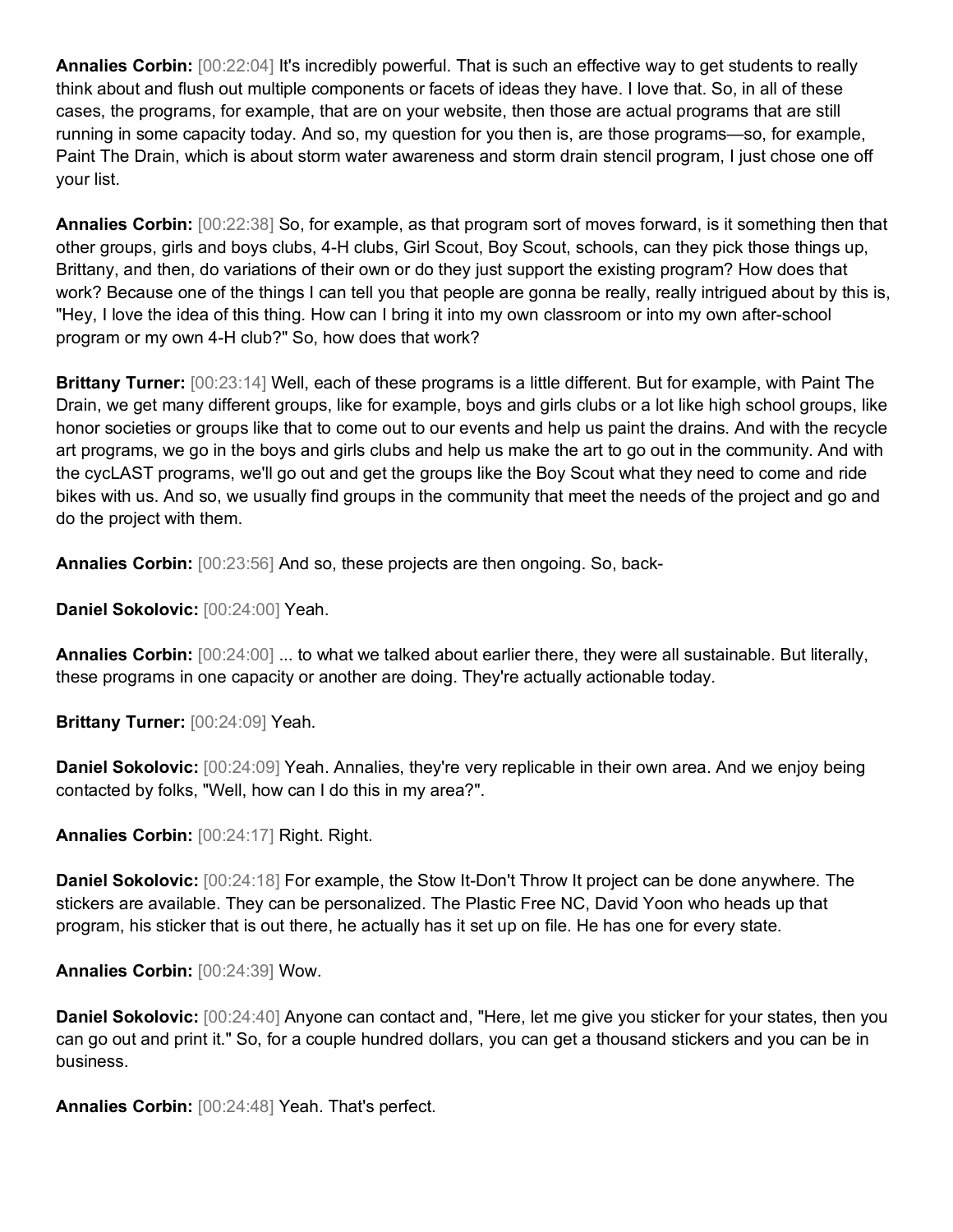**Annalies Corbin:** [00:22:04] It's incredibly powerful. That is such an effective way to get students to really think about and flush out multiple components or facets of ideas they have. I love that. So, in all of these cases, the programs, for example, that are on your website, then those are actual programs that are still running in some capacity today. And so, my question for you then is, are those programs—so, for example, Paint The Drain, which is about storm water awareness and storm drain stencil program, I just chose one off your list.

**Annalies Corbin:** [00:22:38] So, for example, as that program sort of moves forward, is it something then that other groups, girls and boys clubs, 4-H clubs, Girl Scout, Boy Scout, schools, can they pick those things up, Brittany, and then, do variations of their own or do they just support the existing program? How does that work? Because one of the things I can tell you that people are gonna be really, really intrigued about by this is, "Hey, I love the idea of this thing. How can I bring it into my own classroom or into my own after-school program or my own 4-H club?" So, how does that work?

**Brittany Turner:** [00:23:14] Well, each of these programs is a little different. But for example, with Paint The Drain, we get many different groups, like for example, boys and girls clubs or a lot like high school groups, like honor societies or groups like that to come out to our events and help us paint the drains. And with the recycle art programs, we go in the boys and girls clubs and help us make the art to go out in the community. And with the cycLAST programs, we'll go out and get the groups like the Boy Scout what they need to come and ride bikes with us. And so, we usually find groups in the community that meet the needs of the project and go and do the project with them.

**Annalies Corbin:** [00:23:56] And so, these projects are then ongoing. So, back-

**Daniel Sokolovic:** [00:24:00] Yeah.

**Annalies Corbin:** [00:24:00] ... to what we talked about earlier there, they were all sustainable. But literally, these programs in one capacity or another are doing. They're actually actionable today.

**Brittany Turner:** [00:24:09] Yeah.

**Daniel Sokolovic:** [00:24:09] Yeah. Annalies, they're very replicable in their own area. And we enjoy being contacted by folks, "Well, how can I do this in my area?".

**Annalies Corbin:** [00:24:17] Right. Right.

**Daniel Sokolovic:** [00:24:18] For example, the Stow It-Don't Throw It project can be done anywhere. The stickers are available. They can be personalized. The Plastic Free NC, David Yoon who heads up that program, his sticker that is out there, he actually has it set up on file. He has one for every state.

**Annalies Corbin:** [00:24:39] Wow.

**Daniel Sokolovic:** [00:24:40] Anyone can contact and, "Here, let me give you sticker for your states, then you can go out and print it." So, for a couple hundred dollars, you can get a thousand stickers and you can be in business.

**Annalies Corbin:** [00:24:48] Yeah. That's perfect.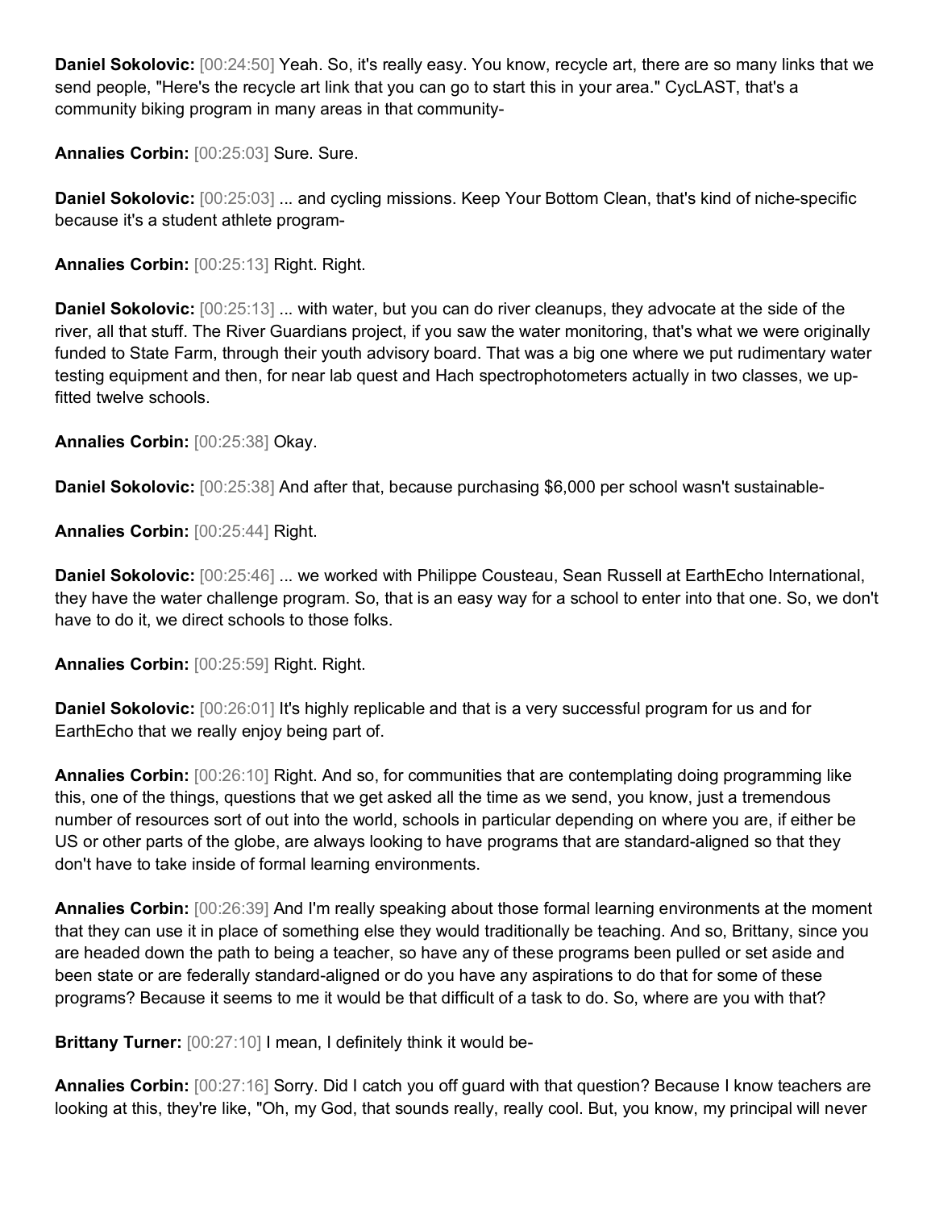**Daniel Sokolovic:** [00:24:50] Yeah. So, it's really easy. You know, recycle art, there are so many links that we send people, "Here's the recycle art link that you can go to start this in your area." CycLAST, that's a community biking program in many areas in that community-

**Annalies Corbin:** [00:25:03] Sure. Sure.

**Daniel Sokolovic:** [00:25:03] ... and cycling missions. Keep Your Bottom Clean, that's kind of niche-specific because it's a student athlete program-

**Annalies Corbin:** [00:25:13] Right. Right.

**Daniel Sokolovic:** [00:25:13] ... with water, but you can do river cleanups, they advocate at the side of the river, all that stuff. The River Guardians project, if you saw the water monitoring, that's what we were originally funded to State Farm, through their youth advisory board. That was a big one where we put rudimentary water testing equipment and then, for near lab quest and Hach spectrophotometers actually in two classes, we up-fitted twelve schools.

**Annalies Corbin:** [00:25:38] Okay.

**Daniel Sokolovic:** [00:25:38] And after that, because purchasing $6,000 per school wasn't sustainable-

**Annalies Corbin:** [00:25:44] Right.

**Daniel Sokolovic:** [00:25:46] ... we worked with Philippe Cousteau, Sean Russell at EarthEcho International, they have the water challenge program. So, that is an easy way for a school to enter into that one. So, we don't have to do it, we direct schools to those folks.

**Annalies Corbin:** [00:25:59] Right. Right.

**Daniel Sokolovic:** [00:26:01] It's highly replicable and that is a very successful program for us and for EarthEcho that we really enjoy being part of.

**Annalies Corbin:** [00:26:10] Right. And so, for communities that are contemplating doing programming like this, one of the things, questions that we get asked all the time as we send, you know, just a tremendous number of resources sort of out into the world, schools in particular depending on where you are, if either be US or other parts of the globe, are always looking to have programs that are standard-aligned so that they don't have to take inside of formal learning environments.

**Annalies Corbin:** [00:26:39] And I'm really speaking about those formal learning environments at the moment that they can use it in place of something else they would traditionally be teaching. And so, Brittany, since you are headed down the path to being a teacher, so have any of these programs been pulled or set aside and been state or are federally standard-aligned or do you have any aspirations to do that for some of these programs? Because it seems to me it would be that difficult of a task to do. So, where are you with that?

**Brittany Turner:** [00:27:10] I mean, I definitely think it would be-

**Annalies Corbin:** [00:27:16] Sorry. Did I catch you off guard with that question? Because I know teachers are looking at this, they're like, "Oh, my God, that sounds really, really cool. But, you know, my principal will never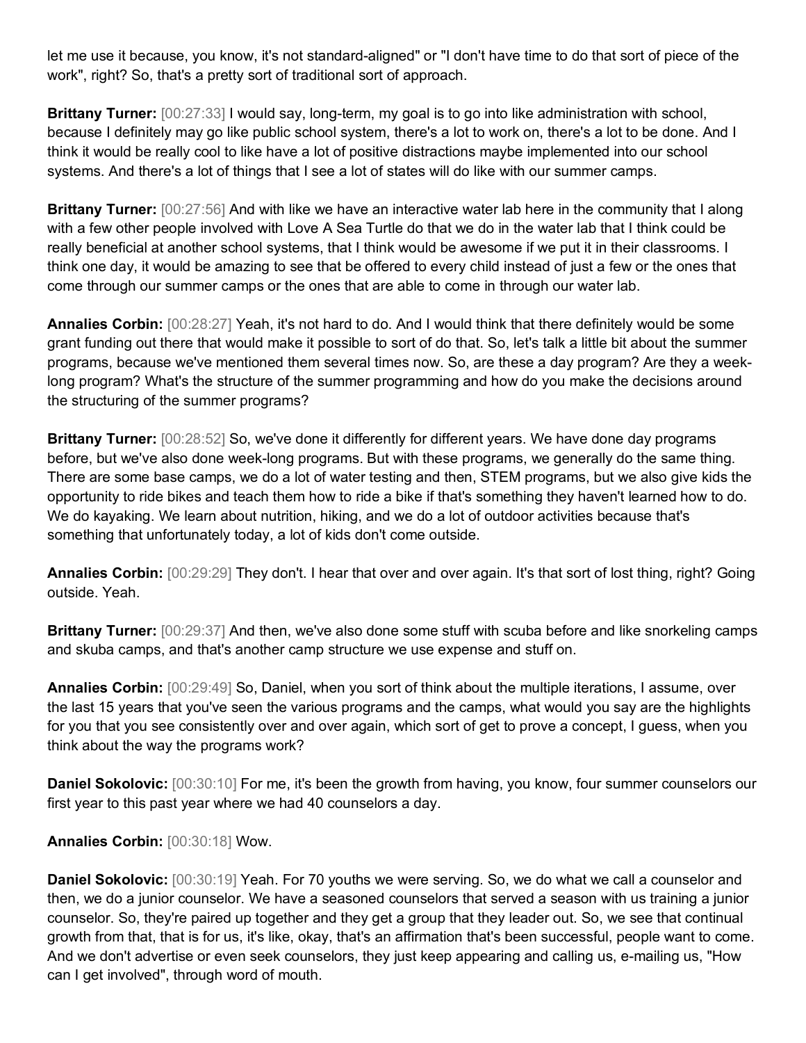let me use it because, you know, it's not standard-aligned" or "I don't have time to do that sort of piece of the work", right? So, that's a pretty sort of traditional sort of approach.

**Brittany Turner:** [00:27:33] I would say, long-term, my goal is to go into like administration with school, because I definitely may go like public school system, there's a lot to work on, there's a lot to be done. And I think it would be really cool to like have a lot of positive distractions maybe implemented into our school systems. And there's a lot of things that I see a lot of states will do like with our summer camps.

**Brittany Turner:** [00:27:56] And with like we have an interactive water lab here in the community that I along with a few other people involved with Love A Sea Turtle do that we do in the water lab that I think could be really beneficial at another school systems, that I think would be awesome if we put it in their classrooms. I think one day, it would be amazing to see that be offered to every child instead of just a few or the ones that come through our summer camps or the ones that are able to come in through our water lab.

**Annalies Corbin:** [00:28:27] Yeah, it's not hard to do. And I would think that there definitely would be some grant funding out there that would make it possible to sort of do that. So, let's talk a little bit about the summer programs, because we've mentioned them several times now. So, are these a day program? Are they a week-long program? What's the structure of the summer programming and how do you make the decisions around the structuring of the summer programs?

**Brittany Turner:** [00:28:52] So, we've done it differently for different years. We have done day programs before, but we've also done week-long programs. But with these programs, we generally do the same thing. There are some base camps, we do a lot of water testing and then, STEM programs, but we also give kids the opportunity to ride bikes and teach them how to ride a bike if that's something they haven't learned how to do. We do kayaking. We learn about nutrition, hiking, and we do a lot of outdoor activities because that's something that unfortunately today, a lot of kids don't come outside.

**Annalies Corbin:** [00:29:29] They don't. I hear that over and over again. It's that sort of lost thing, right? Going outside. Yeah.

**Brittany Turner:** [00:29:37] And then, we've also done some stuff with scuba before and like snorkeling camps and skuba camps, and that's another camp structure we use expense and stuff on.

**Annalies Corbin:** [00:29:49] So, Daniel, when you sort of think about the multiple iterations, I assume, over the last 15 years that you've seen the various programs and the camps, what would you say are the highlights for you that you see consistently over and over again, which sort of get to prove a concept, I guess, when you think about the way the programs work?

**Daniel Sokolovic:** [00:30:10] For me, it's been the growth from having, you know, four summer counselors our first year to this past year where we had 40 counselors a day.

**Annalies Corbin:** [00:30:18] Wow.

**Daniel Sokolovic:** [00:30:19] Yeah. For 70 youths we were serving. So, we do what we call a counselor and then, we do a junior counselor. We have a seasoned counselors that served a season with us training a junior counselor. So, they're paired up together and they get a group that they leader out. So, we see that continual growth from that, that is for us, it's like, okay, that's an affirmation that's been successful, people want to come. And we don't advertise or even seek counselors, they just keep appearing and calling us, e-mailing us, "How can I get involved", through word of mouth.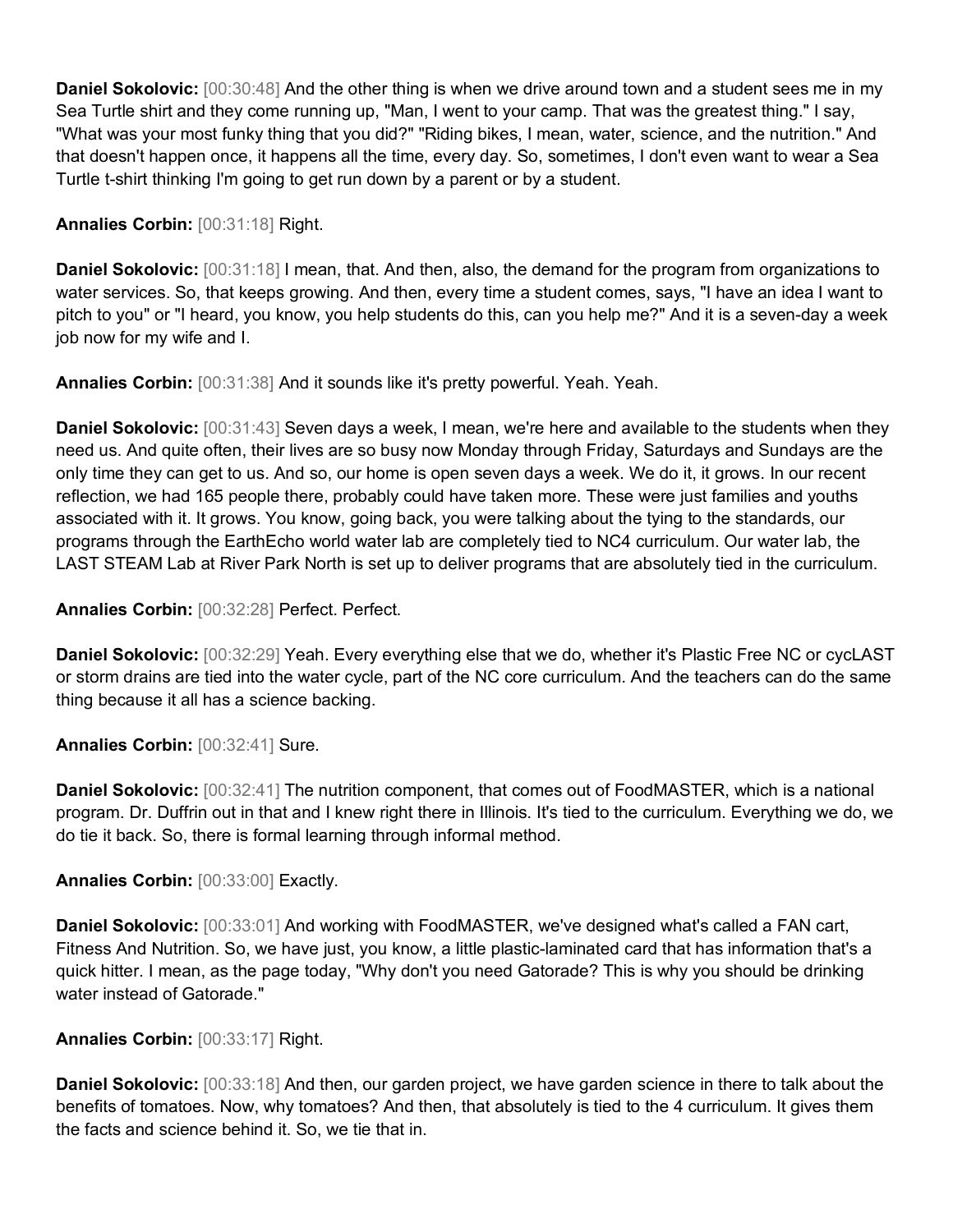**Daniel Sokolovic:** [00:30:48] And the other thing is when we drive around town and a student sees me in my Sea Turtle shirt and they come running up, "Man, I went to your camp. That was the greatest thing." I say, "What was your most funky thing that you did?" "Riding bikes, I mean, water, science, and the nutrition." And that doesn't happen once, it happens all the time, every day. So, sometimes, I don't even want to wear a Sea Turtle t-shirt thinking I'm going to get run down by a parent or by a student.

**Annalies Corbin:** [00:31:18] Right.

**Daniel Sokolovic:** [00:31:18] I mean, that. And then, also, the demand for the program from organizations to water services. So, that keeps growing. And then, every time a student comes, says, "I have an idea I want to pitch to you" or "I heard, you know, you help students do this, can you help me?" And it is a seven-day a week job now for my wife and I.

**Annalies Corbin:** [00:31:38] And it sounds like it's pretty powerful. Yeah. Yeah.

**Daniel Sokolovic:** [00:31:43] Seven days a week, I mean, we're here and available to the students when they need us. And quite often, their lives are so busy now Monday through Friday, Saturdays and Sundays are the only time they can get to us. And so, our home is open seven days a week. We do it, it grows. In our recent reflection, we had 165 people there, probably could have taken more. These were just families and youths associated with it. It grows. You know, going back, you were talking about the tying to the standards, our programs through the EarthEcho world water lab are completely tied to NC4 curriculum. Our water lab, the LAST STEAM Lab at River Park North is set up to deliver programs that are absolutely tied in the curriculum.

**Annalies Corbin:** [00:32:28] Perfect. Perfect.

**Daniel Sokolovic:** [00:32:29] Yeah. Every everything else that we do, whether it's Plastic Free NC or cycLAST or storm drains are tied into the water cycle, part of the NC core curriculum. And the teachers can do the same thing because it all has a science backing.

**Annalies Corbin:** [00:32:41] Sure.

**Daniel Sokolovic:** [00:32:41] The nutrition component, that comes out of FoodMASTER, which is a national program. Dr. Duffrin out in that and I knew right there in Illinois. It's tied to the curriculum. Everything we do, we do tie it back. So, there is formal learning through informal method.

**Annalies Corbin:** [00:33:00] Exactly.

**Daniel Sokolovic:** [00:33:01] And working with FoodMASTER, we've designed what's called a FAN cart, Fitness And Nutrition. So, we have just, you know, a little plastic-laminated card that has information that's a quick hitter. I mean, as the page today, "Why don't you need Gatorade? This is why you should be drinking water instead of Gatorade."

**Annalies Corbin:** [00:33:17] Right.

**Daniel Sokolovic:** [00:33:18] And then, our garden project, we have garden science in there to talk about the benefits of tomatoes. Now, why tomatoes? And then, that absolutely is tied to the 4 curriculum. It gives them the facts and science behind it. So, we tie that in.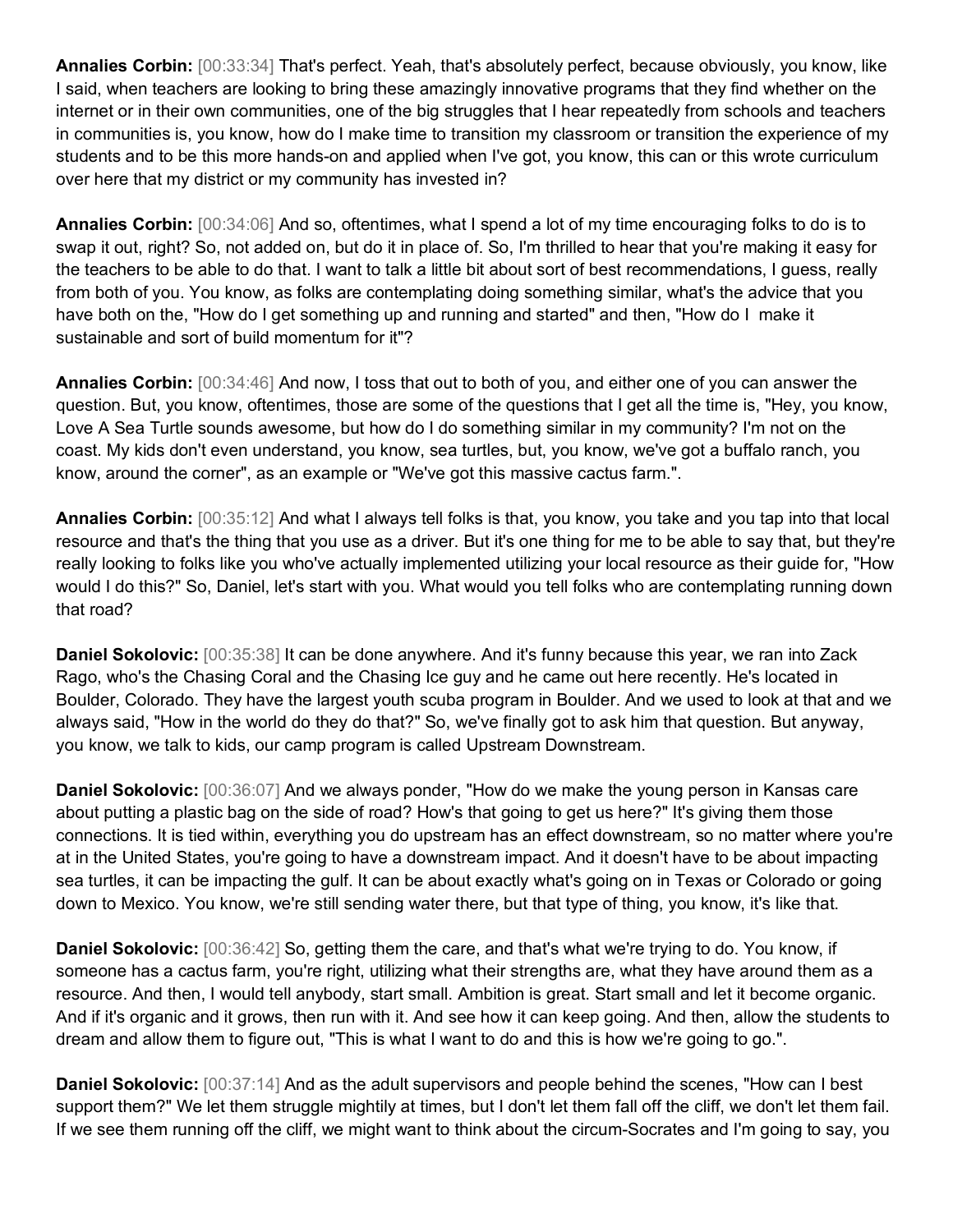**Annalies Corbin:** [00:33:34] That's perfect. Yeah, that's absolutely perfect, because obviously, you know, like I said, when teachers are looking to bring these amazingly innovative programs that they find whether on the internet or in their own communities, one of the big struggles that I hear repeatedly from schools and teachers in communities is, you know, how do I make time to transition my classroom or transition the experience of my students and to be this more hands-on and applied when I've got, you know, this can or this wrote curriculum over here that my district or my community has invested in?

**Annalies Corbin:** [00:34:06] And so, oftentimes, what I spend a lot of my time encouraging folks to do is to swap it out, right? So, not added on, but do it in place of. So, I'm thrilled to hear that you're making it easy for the teachers to be able to do that. I want to talk a little bit about sort of best recommendations, I guess, really from both of you. You know, as folks are contemplating doing something similar, what's the advice that you have both on the, "How do I get something up and running and started" and then, "How do I make it sustainable and sort of build momentum for it"?

**Annalies Corbin:** [00:34:46] And now, I toss that out to both of you, and either one of you can answer the question. But, you know, oftentimes, those are some of the questions that I get all the time is, "Hey, you know, Love A Sea Turtle sounds awesome, but how do I do something similar in my community? I'm not on the coast. My kids don't even understand, you know, sea turtles, but, you know, we've got a buffalo ranch, you know, around the corner", as an example or "We've got this massive cactus farm.".

**Annalies Corbin:** [00:35:12] And what I always tell folks is that, you know, you take and you tap into that local resource and that's the thing that you use as a driver. But it's one thing for me to be able to say that, but they're really looking to folks like you who've actually implemented utilizing your local resource as their guide for, "How would I do this?" So, Daniel, let's start with you. What would you tell folks who are contemplating running down that road?

**Daniel Sokolovic:** [00:35:38] It can be done anywhere. And it's funny because this year, we ran into Zack Rago, who's the Chasing Coral and the Chasing Ice guy and he came out here recently. He's located in Boulder, Colorado. They have the largest youth scuba program in Boulder. And we used to look at that and we always said, "How in the world do they do that?" So, we've finally got to ask him that question. But anyway, you know, we talk to kids, our camp program is called Upstream Downstream.

**Daniel Sokolovic:** [00:36:07] And we always ponder, "How do we make the young person in Kansas care about putting a plastic bag on the side of road? How's that going to get us here?" It's giving them those connections. It is tied within, everything you do upstream has an effect downstream, so no matter where you're at in the United States, you're going to have a downstream impact. And it doesn't have to be about impacting sea turtles, it can be impacting the gulf. It can be about exactly what's going on in Texas or Colorado or going down to Mexico. You know, we're still sending water there, but that type of thing, you know, it's like that.

**Daniel Sokolovic:** [00:36:42] So, getting them the care, and that's what we're trying to do. You know, if someone has a cactus farm, you're right, utilizing what their strengths are, what they have around them as a resource. And then, I would tell anybody, start small. Ambition is great. Start small and let it become organic. And if it's organic and it grows, then run with it. And see how it can keep going. And then, allow the students to dream and allow them to figure out, "This is what I want to do and this is how we're going to go.".

**Daniel Sokolovic:** [00:37:14] And as the adult supervisors and people behind the scenes, "How can I best support them?" We let them struggle mightily at times, but I don't let them fall off the cliff, we don't let them fail. If we see them running off the cliff, we might want to think about the circum-Socrates and I'm going to say, you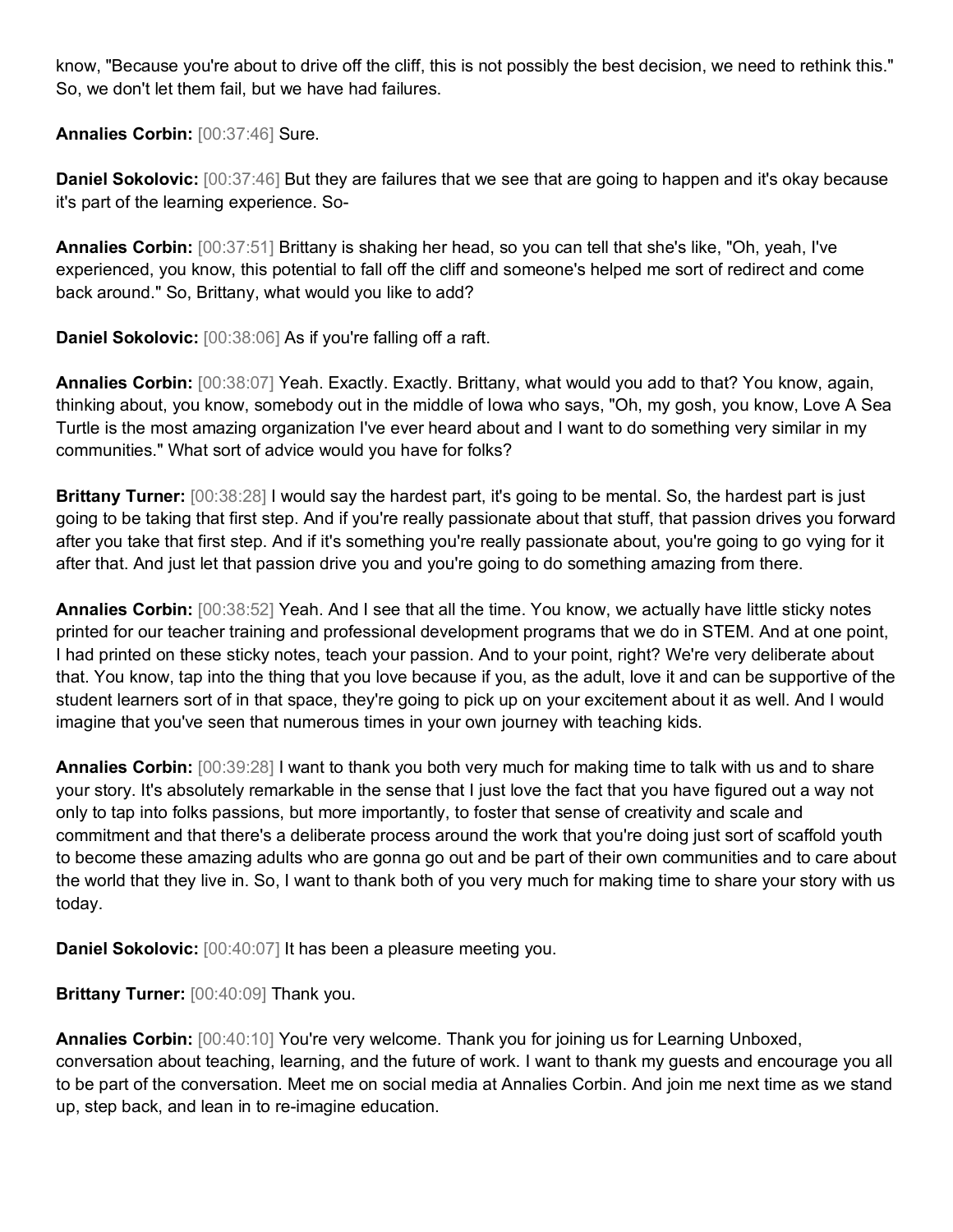know, "Because you're about to drive off the cliff, this is not possibly the best decision, we need to rethink this." So, we don't let them fail, but we have had failures.

**Annalies Corbin:** [00:37:46] Sure.

**Daniel Sokolovic:** [00:37:46] But they are failures that we see that are going to happen and it's okay because it's part of the learning experience. So-

**Annalies Corbin:** [00:37:51] Brittany is shaking her head, so you can tell that she's like, "Oh, yeah, I've experienced, you know, this potential to fall off the cliff and someone's helped me sort of redirect and come back around." So, Brittany, what would you like to add?

**Daniel Sokolovic:** [00:38:06] As if you're falling off a raft.

**Annalies Corbin:** [00:38:07] Yeah. Exactly. Exactly. Brittany, what would you add to that? You know, again, thinking about, you know, somebody out in the middle of Iowa who says, "Oh, my gosh, you know, Love A Sea Turtle is the most amazing organization I've ever heard about and I want to do something very similar in my communities." What sort of advice would you have for folks?

**Brittany Turner:** [00:38:28] I would say the hardest part, it's going to be mental. So, the hardest part is just going to be taking that first step. And if you're really passionate about that stuff, that passion drives you forward after you take that first step. And if it's something you're really passionate about, you're going to go vying for it after that. And just let that passion drive you and you're going to do something amazing from there.

**Annalies Corbin:** [00:38:52] Yeah. And I see that all the time. You know, we actually have little sticky notes printed for our teacher training and professional development programs that we do in STEM. And at one point, I had printed on these sticky notes, teach your passion. And to your point, right? We're very deliberate about that. You know, tap into the thing that you love because if you, as the adult, love it and can be supportive of the student learners sort of in that space, they're going to pick up on your excitement about it as well. And I would imagine that you've seen that numerous times in your own journey with teaching kids.

**Annalies Corbin:** [00:39:28] I want to thank you both very much for making time to talk with us and to share your story. It's absolutely remarkable in the sense that I just love the fact that you have figured out a way not only to tap into folks passions, but more importantly, to foster that sense of creativity and scale and commitment and that there's a deliberate process around the work that you're doing just sort of scaffold youth to become these amazing adults who are gonna go out and be part of their own communities and to care about the world that they live in. So, I want to thank both of you very much for making time to share your story with us today.

**Daniel Sokolovic:** [00:40:07] It has been a pleasure meeting you.

**Brittany Turner:** [00:40:09] Thank you.

**Annalies Corbin:** [00:40:10] You're very welcome. Thank you for joining us for Learning Unboxed, conversation about teaching, learning, and the future of work. I want to thank my guests and encourage you all to be part of the conversation. Meet me on social media at Annalies Corbin. And join me next time as we stand up, step back, and lean in to re-imagine education.